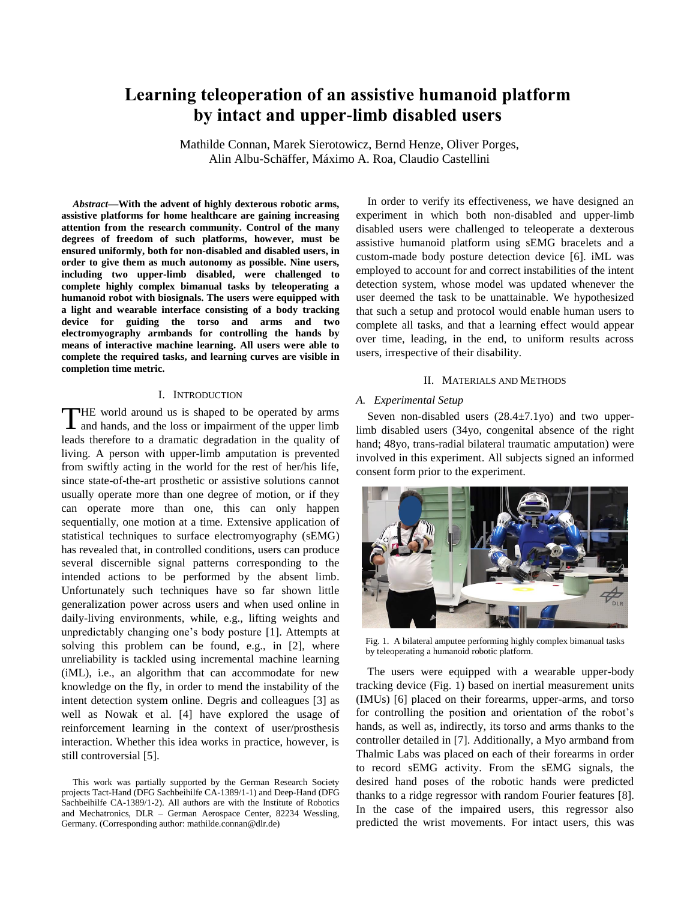# Learning teleoperation of an assistive humanoid platform by intact and upper-limb disabled users

Mathilde Connan, Marek Sierotowicz, Bernd Henze, Oliver Porges, Alin Albu-Schäffer, Máximo A. Roa, Claudio Castellini

***Abstract*—With the advent of highly dexterous robotic arms, assistive platforms for home healthcare are gaining increasing attention from the research community. Control of the many degrees of freedom of such platforms, however, must be ensured uniformly, both for non-disabled and disabled users, in order to give them as much autonomy as possible. Nine users, including two upper-limb disabled, were challenged to complete highly complex bimanual tasks by teleoperating a humanoid robot with biosignals. The users were equipped with a light and wearable interface consisting of a body tracking device for guiding the torso and arms and two electromyography armbands for controlling the hands by means of interactive machine learning. All users were able to complete the required tasks, and learning curves are visible in completion time metric.**

## I. Introduction

The world around us is shaped to be operated by arms and hands, and the loss or impairment of the upper limb leads therefore to a dramatic degradation in the quality of living. A person with upper-limb amputation is prevented from swiftly acting in the world for the rest of her/his life, since state-of-the-art prosthetic or assistive solutions cannot usually operate more than one degree of motion, or if they can operate more than one, this can only happen sequentially, one motion at a time. Extensive application of statistical techniques to surface electromyography (sEMG) has revealed that, in controlled conditions, users can produce several discernible signal patterns corresponding to the intended actions to be performed by the absent limb. Unfortunately such techniques have so far shown little generalization power across users and when used online in daily-living environments, while, e.g., lifting weights and unpredictably changing one's body posture [1]. Attempts at solving this problem can be found, e.g., in [2], where unreliability is tackled using incremental machine learning (iML), i.e., an algorithm that can accommodate for new knowledge on the fly, in order to mend the instability of the intent detection system online. Degris and colleagues [3] as well as Nowak et al. [4] have explored the usage of reinforcement learning in the context of user/prosthesis interaction. Whether this idea works in practice, however, is still controversial [5].

This work was partially supported by the German Research Society projects Tact-Hand (DFG Sachbeihilfe CA-1389/1-1) and Deep-Hand (DFG Sachbeihilfe CA-1389/1-2). All authors are with the Institute of Robotics and Mechatronics, DLR – German Aerospace Center, 82234 Wessling, Germany. (Corresponding author: mathilde.connan@dlr.de)

In order to verify its effectiveness, we have designed an experiment in which both non-disabled and upper-limb disabled users were challenged to teleoperate a dexterous assistive humanoid platform using sEMG bracelets and a custom-made body posture detection device [6]. iML was employed to account for and correct instabilities of the intent detection system, whose model was updated whenever the user deemed the task to be unattainable. We hypothesized that such a setup and protocol would enable human users to complete all tasks, and that a learning effect would appear over time, leading, in the end, to uniform results across users, irrespective of their disability.

## II. Materials and Methods

### *A. Experimental Setup*

Seven non-disabled users (28.4±7.1yo) and two upper-limb disabled users (34yo, congenital absence of the right hand; 48yo, trans-radial bilateral traumatic amputation) were involved in this experiment. All subjects signed an informed consent form prior to the experiment.

Fig. 1. A bilateral amputee performing highly complex bimanual tasks by teleoperating a humanoid robotic platform.

The users were equipped with a wearable upper-body tracking device (Fig. 1) based on inertial measurement units (IMUs) [6] placed on their forearms, upper-arms, and torso for controlling the position and orientation of the robot's hands, as well as, indirectly, its torso and arms thanks to the controller detailed in [7]. Additionally, a Myo armband from Thalmic Labs was placed on each of their forearms in order to record sEMG activity. From the sEMG signals, the desired hand poses of the robotic hands were predicted thanks to a ridge regressor with random Fourier features [8]. In the case of the impaired users, this regressor also predicted the wrist movements. For intact users, this was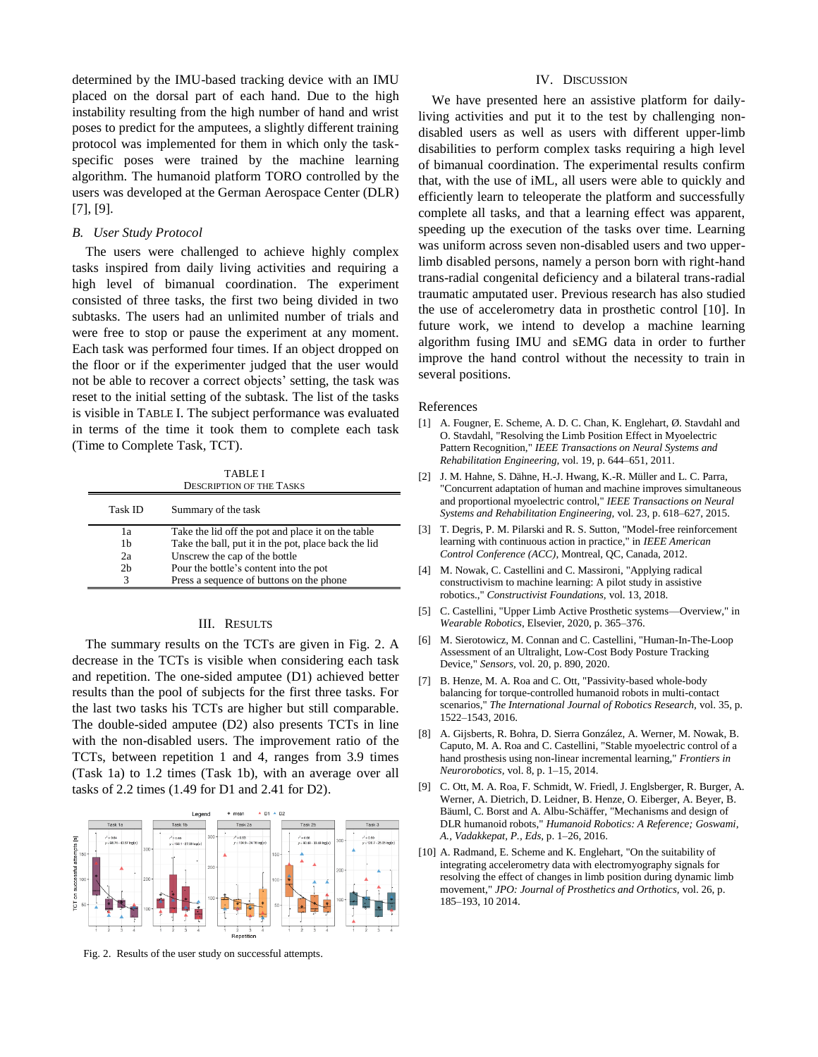determined by the IMU-based tracking device with an IMU placed on the dorsal part of each hand. Due to the high instability resulting from the high number of hand and wrist poses to predict for the amputees, a slightly different training protocol was implemented for them in which only the task-specific poses were trained by the machine learning algorithm. The humanoid platform TORO controlled by the users was developed at the German Aerospace Center (DLR) [7], [9].

### *B. User Study Protocol*

The users were challenged to achieve highly complex tasks inspired from daily living activities and requiring a high level of bimanual coordination. The experiment consisted of three tasks, the first two being divided in two subtasks. The users had an unlimited number of trials and were free to stop or pause the experiment at any moment. Each task was performed four times. If an object dropped on the floor or if the experimenter judged that the user would not be able to recover a correct objects' setting, the task was reset to the initial setting of the subtask. The list of the tasks is visible in TABLE I. The subject performance was evaluated in terms of the time it took them to complete each task (Time to Complete Task, TCT).

TABLE I
DESCRIPTION OF THE TASKS

| Task ID | Summary of the task |
|---|---|
| 1a | Take the lid off the pot and place it on the table |
| 1b | Take the ball, put it in the pot, place back the lid |
| 2a | Unscrew the cap of the bottle |
| 2b | Pour the bottle's content into the pot |
| 3 | Press a sequence of buttons on the phone |

## III. RESULTS

The summary results on the TCTs are given in Fig. 2. A decrease in the TCTs is visible when considering each task and repetition. The one-sided amputee (D1) achieved better results than the pool of subjects for the first three tasks. For the last two tasks his TCTs are higher but still comparable. The double-sided amputee (D2) also presents TCTs in line with the non-disabled users. The improvement ratio of the TCTs, between repetition 1 and 4, ranges from 3.9 times (Task 1a) to 1.2 times (Task 1b), with an average over all tasks of 2.2 times (1.49 for D1 and 2.41 for D2).

Legend • mean ▲ D1 ▲ D2

Task 1a Task 1b Task 2a Task 2b Task 3

TCT on successful attempts [s]

Repetition

Fig. 2. Results of the user study on successful attempts.

## IV. DISCUSSION

We have presented here an assistive platform for daily-living activities and put it to the test by challenging non-disabled users as well as users with different upper-limb disabilities to perform complex tasks requiring a high level of bimanual coordination. The experimental results confirm that, with the use of iML, all users were able to quickly and efficiently learn to teleoperate the platform and successfully complete all tasks, and that a learning effect was apparent, speeding up the execution of the tasks over time. Learning was uniform across seven non-disabled users and two upper-limb disabled persons, namely a person born with right-hand trans-radial congenital deficiency and a bilateral trans-radial traumatic amputated user. Previous research has also studied the use of accelerometry data in prosthetic control [10]. In future work, we intend to develop a machine learning algorithm fusing IMU and sEMG data in order to further improve the hand control without the necessity to train in several positions.

## References

[1] A. Fougner, E. Scheme, A. D. C. Chan, K. Englehart, Ø. Stavdahl and O. Stavdahl, "Resolving the Limb Position Effect in Myoelectric Pattern Recognition," *IEEE Transactions on Neural Systems and Rehabilitation Engineering,* vol. 19, p. 644–651, 2011.

[2] J. M. Hahne, S. Dähne, H.-J. Hwang, K.-R. Müller and L. C. Parra, "Concurrent adaptation of human and machine improves simultaneous and proportional myoelectric control," *IEEE Transactions on Neural Systems and Rehabilitation Engineering,* vol. 23, p. 618–627, 2015.

[3] T. Degris, P. M. Pilarski and R. S. Sutton, "Model-free reinforcement learning with continuous action in practice," in *IEEE American Control Conference (ACC)*, Montreal, QC, Canada, 2012.

[4] M. Nowak, C. Castellini and C. Massironi, "Applying radical constructivism to machine learning: A pilot study in assistive robotics.," *Constructivist Foundations,* vol. 13, 2018.

[5] C. Castellini, "Upper Limb Active Prosthetic systems—Overview," in *Wearable Robotics*, Elsevier, 2020, p. 365–376.

[6] M. Sierotowicz, M. Connan and C. Castellini, "Human-In-The-Loop Assessment of an Ultralight, Low-Cost Body Posture Tracking Device," *Sensors,* vol. 20, p. 890, 2020.

[7] B. Henze, M. A. Roa and C. Ott, "Passivity-based whole-body balancing for torque-controlled humanoid robots in multi-contact scenarios," *The International Journal of Robotics Research,* vol. 35, p. 1522–1543, 2016.

[8] A. Gijsberts, R. Bohra, D. Sierra González, A. Werner, M. Nowak, B. Caputo, M. A. Roa and C. Castellini, "Stable myoelectric control of a hand prosthesis using non-linear incremental learning," *Frontiers in Neurorobotics,* vol. 8, p. 1–15, 2014.

[9] C. Ott, M. A. Roa, F. Schmidt, W. Friedl, J. Englsberger, R. Burger, A. Werner, A. Dietrich, D. Leidner, B. Henze, O. Eiberger, A. Beyer, B. Bäuml, C. Borst and A. Albu-Schäffer, "Mechanisms and design of DLR humanoid robots," *Humanoid Robotics: A Reference; Goswami, A., Vadakkepat, P., Eds,* p. 1–26, 2016.

[10] A. Radmand, E. Scheme and K. Englehart, "On the suitability of integrating accelerometry data with electromyography signals for resolving the effect of changes in limb position during dynamic limb movement," *JPO: Journal of Prosthetics and Orthotics,* vol. 26, p. 185–193, 10 2014.